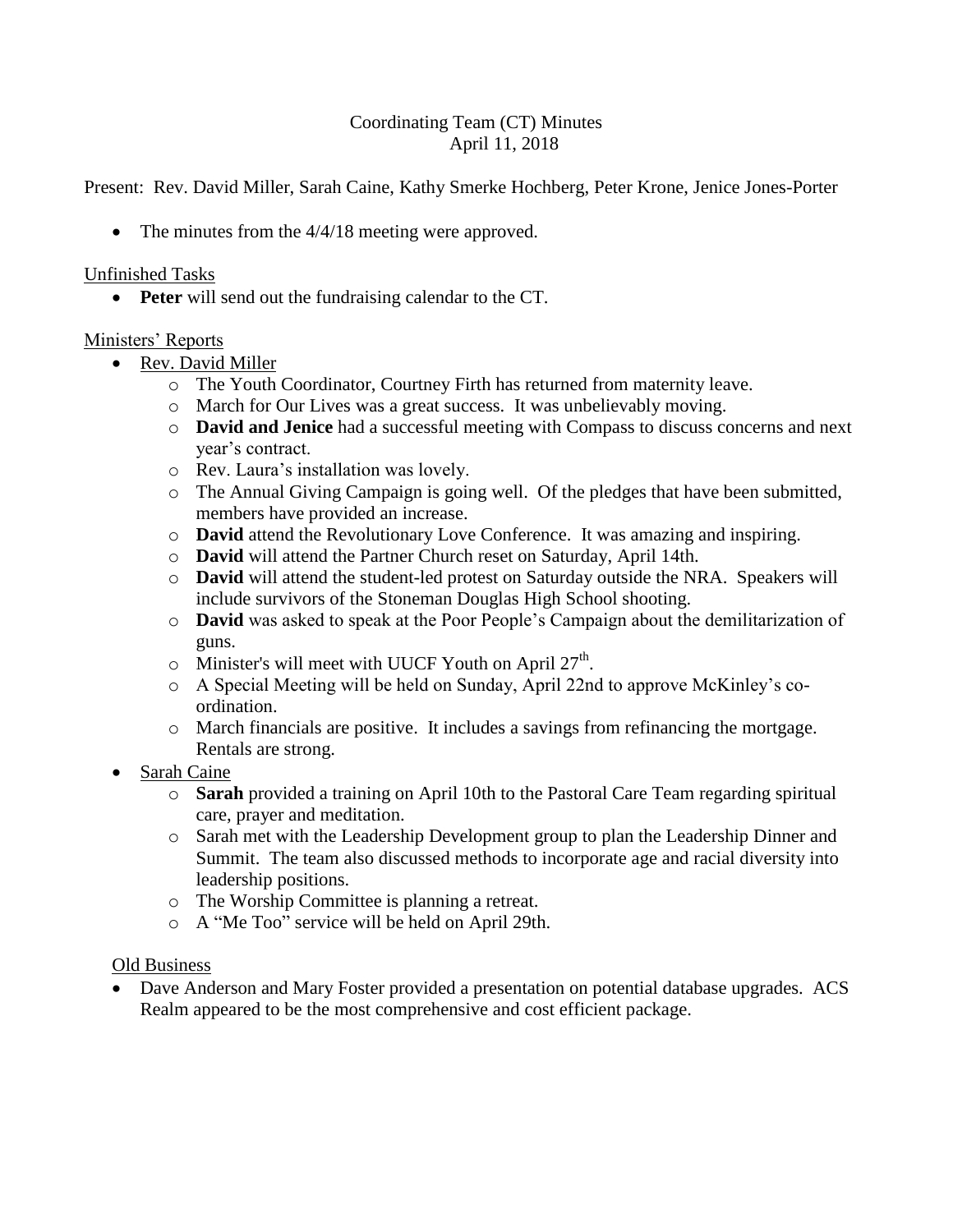Coordinating Team (CT) Minutes
April 11, 2018

Present: Rev. David Miller, Sarah Caine, Kathy Smerke Hochberg, Peter Krone, Jenice Jones-Porter

- The minutes from the 4/4/18 meeting were approved.

<u>Unfinished Tasks</u>

- **Peter** will send out the fundraising calendar to the CT.

<u>Ministers' Reports</u>

- <u>Rev. David Miller</u>
  - The Youth Coordinator, Courtney Firth has returned from maternity leave.
  - March for Our Lives was a great success. It was unbelievably moving.
  - **David and Jenice** had a successful meeting with Compass to discuss concerns and next year's contract.
  - Rev. Laura's installation was lovely.
  - The Annual Giving Campaign is going well. Of the pledges that have been submitted, members have provided an increase.
  - **David** attend the Revolutionary Love Conference. It was amazing and inspiring.
  - **David** will attend the Partner Church reset on Saturday, April 14th.
  - **David** will attend the student-led protest on Saturday outside the NRA. Speakers will include survivors of the Stoneman Douglas High School shooting.
  - **David** was asked to speak at the Poor People's Campaign about the demilitarization of guns.
  - Minister's will meet with UUCF Youth on April 27th.
  - A Special Meeting will be held on Sunday, April 22nd to approve McKinley's co-ordination.
  - March financials are positive. It includes a savings from refinancing the mortgage. Rentals are strong.
- <u>Sarah Caine</u>
  - **Sarah** provided a training on April 10th to the Pastoral Care Team regarding spiritual care, prayer and meditation.
  - Sarah met with the Leadership Development group to plan the Leadership Dinner and Summit. The team also discussed methods to incorporate age and racial diversity into leadership positions.
  - The Worship Committee is planning a retreat.
  - A "Me Too" service will be held on April 29th.

<u>Old Business</u>

- Dave Anderson and Mary Foster provided a presentation on potential database upgrades. ACS Realm appeared to be the most comprehensive and cost efficient package.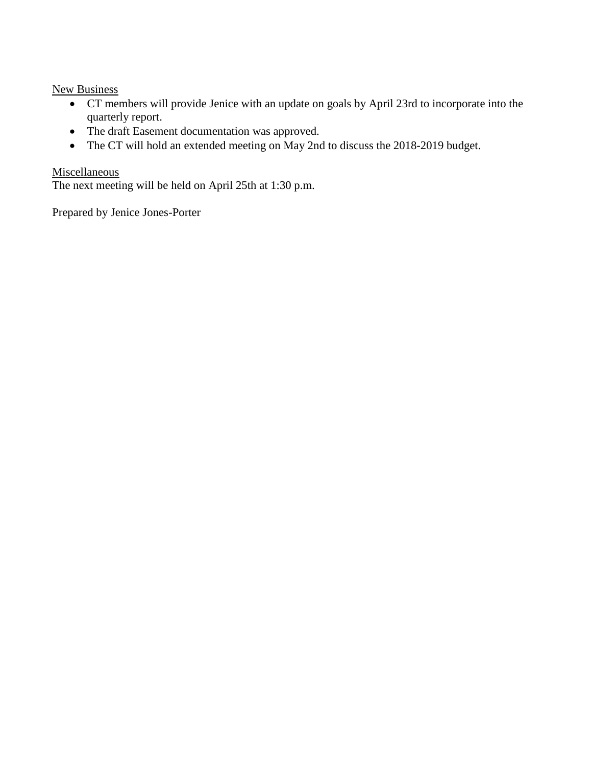New Business

- CT members will provide Jenice with an update on goals by April 23rd to incorporate into the quarterly report.
- The draft Easement documentation was approved.
- The CT will hold an extended meeting on May 2nd to discuss the 2018-2019 budget.

Miscellaneous

The next meeting will be held on April 25th at 1:30 p.m.

Prepared by Jenice Jones-Porter